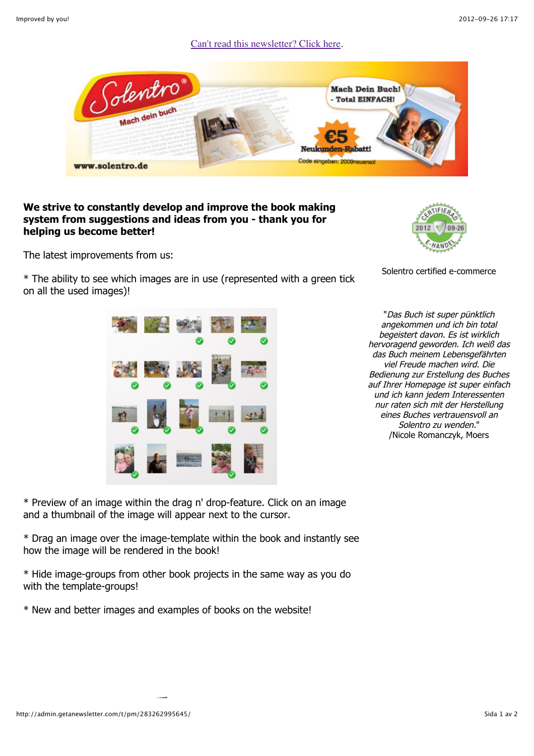Can't read this newsletter? Click here.

**We strive to constantly develop and improve the book making system from suggestions and ideas from you - thank you for helping us become better!**

The latest improvements from us:

* The ability to see which images are in use (represented with a green tick on all the used images)!

* Preview of an image within the drag n' drop-feature. Click on an image and a thumbnail of the image will appear next to the cursor.

* Drag an image over the image-template within the book and instantly see how the image will be rendered in the book!

* Hide image-groups from other book projects in the same way as you do with the template-groups!

* New and better images and examples of books on the website!

Solentro certified e-commerce

*"Das Buch ist super pünktlich angekommen und ich bin total begeistert davon. Es ist wirklich hervoragend geworden. Ich weiß das das Buch meinem Lebensgefährten viel Freude machen wird. Die Bedienung zur Erstellung des Buches auf Ihrer Homepage ist super einfach und ich kann jedem Interessenten nur raten sich mit der Herstellung eines Buches vertrauensvoll an Solentro zu wenden."*
/Nicole Romanczyk, Moers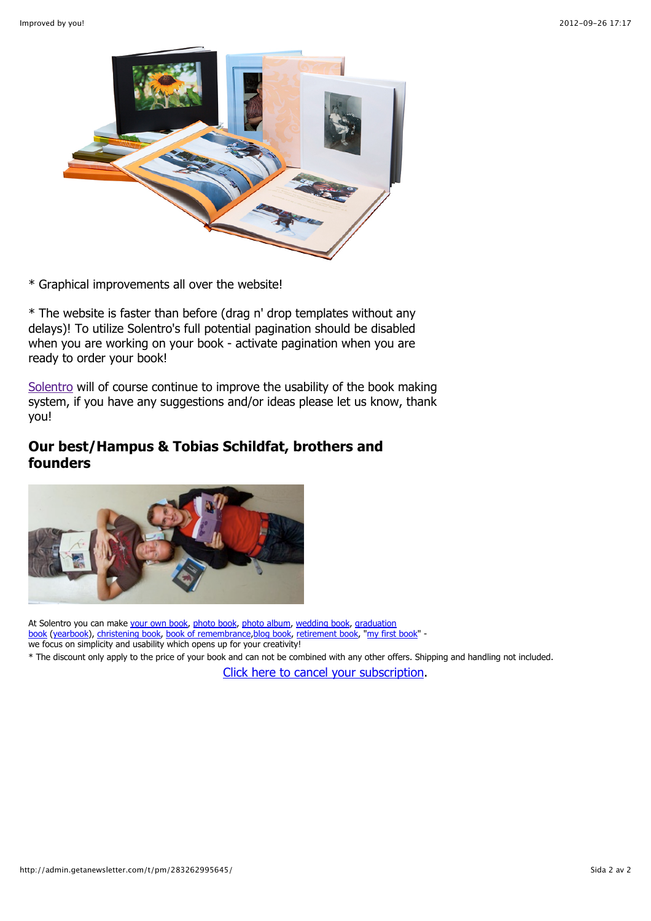* Graphical improvements all over the website!

* The website is faster than before (drag n' drop templates without any delays)! To utilize Solentro's full potential pagination should be disabled when you are working on your book - activate pagination when you are ready to order your book!

Solentro will of course continue to improve the usability of the book making system, if you have any suggestions and/or ideas please let us know, thank you!

## Our best/Hampus & Tobias Schildfat, brothers and founders

At Solentro you can make your own book, photo book, photo album, wedding book, graduation book (yearbook), christening book, book of remembrance,blog book, retirement book, "my first book" - we focus on simplicity and usability which opens up for your creativity!

* The discount only apply to the price of your book and can not be combined with any other offers. Shipping and handling not included.

Click here to cancel your subscription.